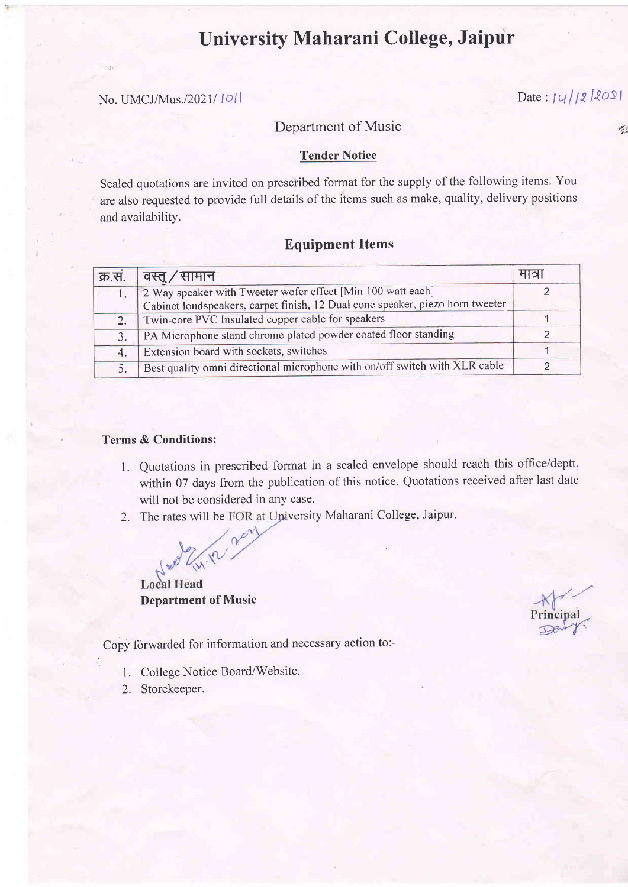# University Maharani College, Jaipur

No. UMCJ/Mus./2021/ 1011

Date : 14/12/2021

Department of Music

**Tender Notice**

Sealed quotations are invited on prescribed format for the supply of the following items. You are also requested to provide full details of the items such as make, quality, delivery positions and availability.

## Equipment Items

| क्र.सं. | वस्तु / सामान | मात्रा |
|---|---|---|
| 1. | 2 Way speaker with Tweeter wofer effect [Min 100 watt each] Cabinet loudspeakers, carpet finish, 12 Dual cone speaker, piezo horn tweeter | 2 |
| 2. | Twin-core PVC Insulated copper cable for speakers | 1 |
| 3. | PA Microphone stand chrome plated powder coated floor standing | 2 |
| 4. | Extension board with sockets, switches | 1 |
| 5. | Best quality omni directional microphone with on/off switch with XLR cable | 2 |

**Terms & Conditions:**

1. Quotations in prescribed format in a sealed envelope should reach this office/deptt. within 07 days from the publication of this notice. Quotations received after last date will not be considered in any case.
2. The rates will be FOR at University Maharani College, Jaipur.

14.12.2021

**Local Head**
**Department of Music**

**Principal**

Copy forwarded for information and necessary action to:-

1. College Notice Board/Website.
2. Storekeeper.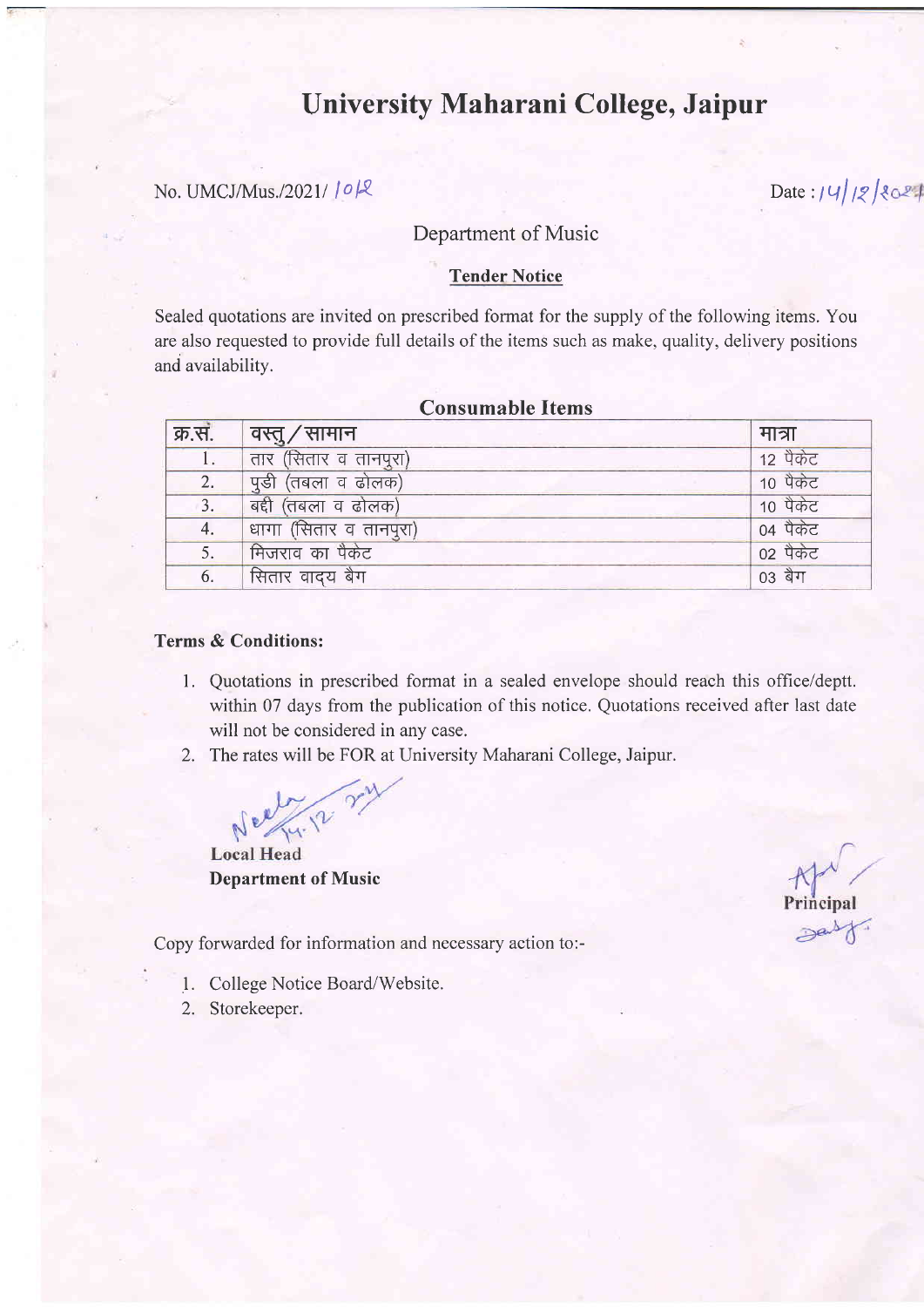# University Maharani College, Jaipur

No. UMCJ/Mus./2021/ 1012

Date : 14/12/2024

Department of Music

**Tender Notice**

Sealed quotations are invited on prescribed format for the supply of the following items. You are also requested to provide full details of the items such as make, quality, delivery positions and availability.

**Consumable Items**

| क्र.सं. | वस्तु / सामान | मात्रा |
|---|---|---|
| 1. | तार (सितार व तानपुरा) | 12 पैकेट |
| 2. | पुडी (तबला व ढोलक) | 10 पैकेट |
| 3. | बद्दी (तबला व ढोलक) | 10 पैकेट |
| 4. | धागा (सितार व तानपुरा) | 04 पैकेट |
| 5. | मिजराव का पैकेट | 02 पैकेट |
| 6. | सितार वाद्य बैग | 03 बैग |

**Terms & Conditions:**

1. Quotations in prescribed format in a sealed envelope should reach this office/deptt. within 07 days from the publication of this notice. Quotations received after last date will not be considered in any case.
2. The rates will be FOR at University Maharani College, Jaipur.

Neelu 14.12.24

**Local Head**
**Department of Music**

**Principal**

Copy forwarded for information and necessary action to:-

1. College Notice Board/Website.
2. Storekeeper.